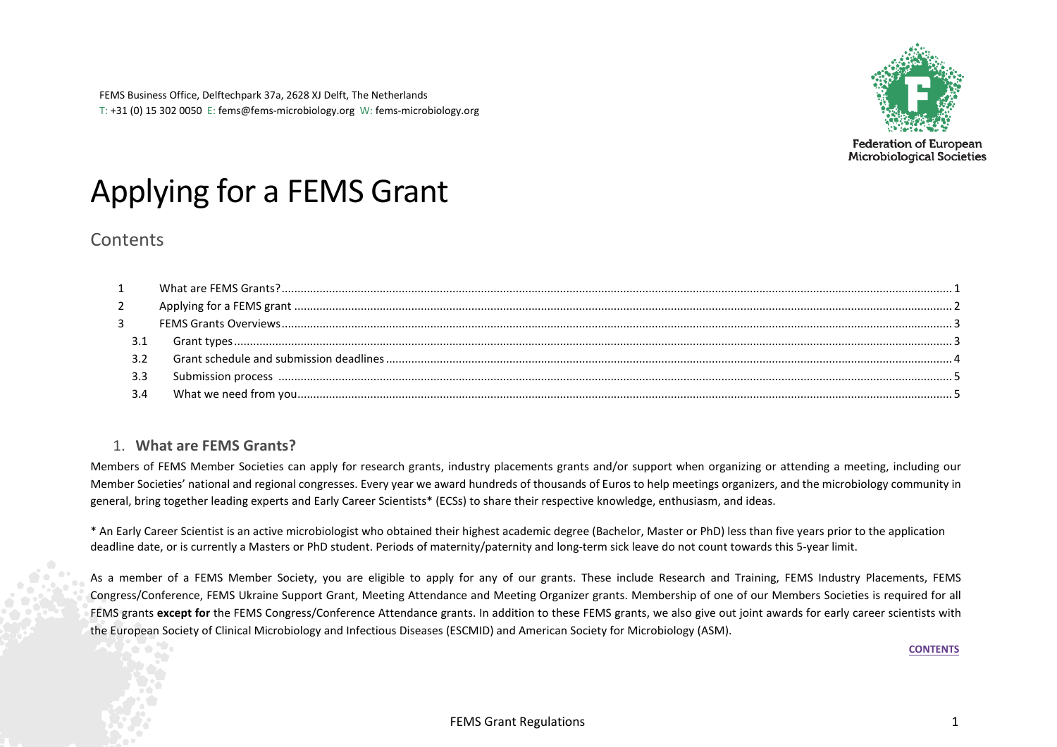FEMS Business Office, Delftechpark 37a, 2628 XJ Delft, The Netherlands
T: +31 (0) 15 302 0050 E: fems@fems-microbiology.org W: fems-microbiology.org

Federation of European Microbiological Societies

# Applying for a FEMS Grant

## Contents

| | | |
|---|---|---|
| 1 | What are FEMS Grants? | 1 |
| 2 | Applying for a FEMS grant | 2 |
| 3 | FEMS Grants Overviews | 3 |
| 3.1 | Grant types | 3 |
| 3.2 | Grant schedule and submission deadlines | 4 |
| 3.3 | Submission process | 5 |
| 3.4 | What we need from you | 5 |

## 1. What are FEMS Grants?

Members of FEMS Member Societies can apply for research grants, industry placements grants and/or support when organizing or attending a meeting, including our Member Societies' national and regional congresses. Every year we award hundreds of thousands of Euros to help meetings organizers, and the microbiology community in general, bring together leading experts and Early Career Scientists* (ECSs) to share their respective knowledge, enthusiasm, and ideas.

* An Early Career Scientist is an active microbiologist who obtained their highest academic degree (Bachelor, Master or PhD) less than five years prior to the application deadline date, or is currently a Masters or PhD student. Periods of maternity/paternity and long-term sick leave do not count towards this 5-year limit.

As a member of a FEMS Member Society, you are eligible to apply for any of our grants. These include Research and Training, FEMS Industry Placements, FEMS Congress/Conference, FEMS Ukraine Support Grant, Meeting Attendance and Meeting Organizer grants. Membership of one of our Members Societies is required for all FEMS grants **except for** the FEMS Congress/Conference Attendance grants. In addition to these FEMS grants, we also give out joint awards for early career scientists with the European Society of Clinical Microbiology and Infectious Diseases (ESCMID) and American Society for Microbiology (ASM).

CONTENTS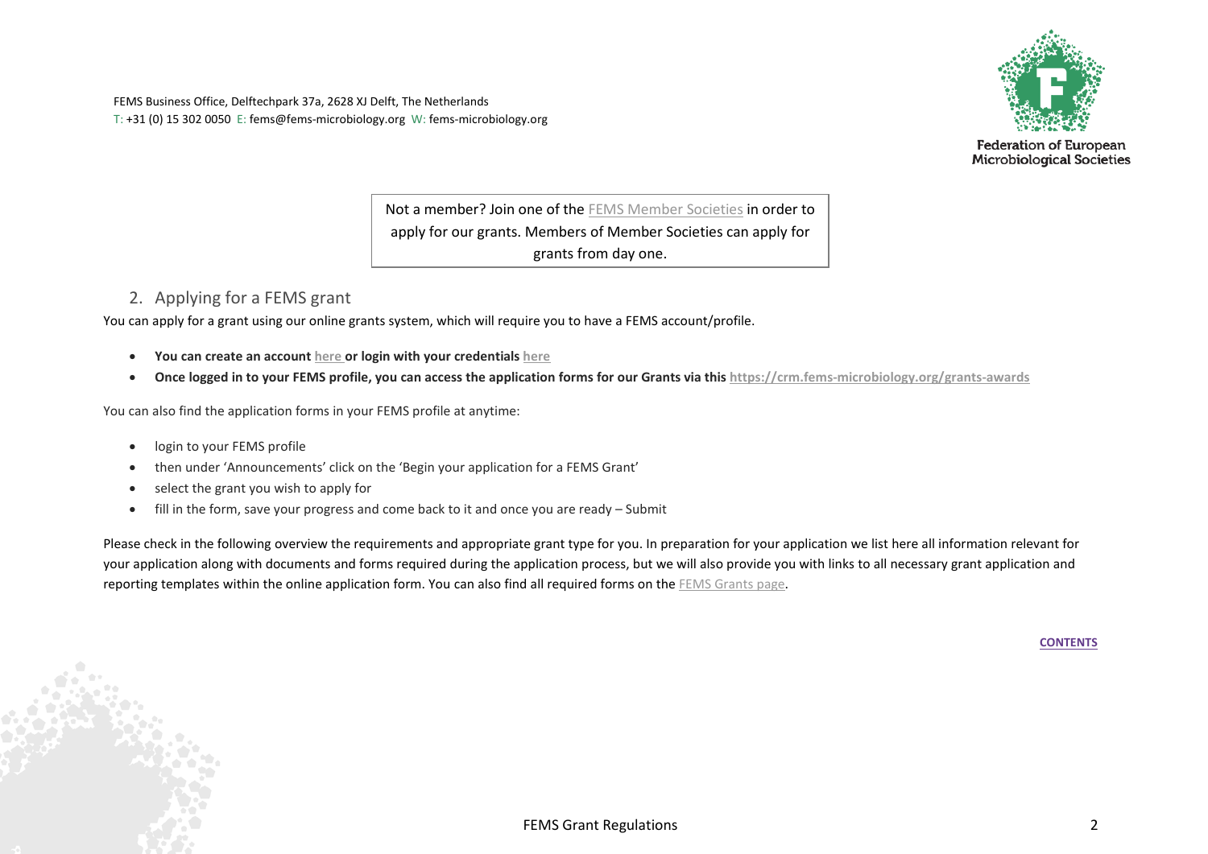FEMS Business Office, Delftechpark 37a, 2628 XJ Delft, The Netherlands
T: +31 (0) 15 302 0050 E: fems@fems-microbiology.org W: fems-microbiology.org

Federation of European Microbiological Societies

Not a member? Join one of the FEMS Member Societies in order to apply for our grants. Members of Member Societies can apply for grants from day one.

## 2. Applying for a FEMS grant

You can apply for a grant using our online grants system, which will require you to have a FEMS account/profile.

- **You can create an account here or login with your credentials here**
- **Once logged in to your FEMS profile, you can access the application forms for our Grants via this https://crm.fems-microbiology.org/grants-awards**

You can also find the application forms in your FEMS profile at anytime:

- login to your FEMS profile
- then under 'Announcements' click on the 'Begin your application for a FEMS Grant'
- select the grant you wish to apply for
- fill in the form, save your progress and come back to it and once you are ready – Submit

Please check in the following overview the requirements and appropriate grant type for you. In preparation for your application we list here all information relevant for your application along with documents and forms required during the application process, but we will also provide you with links to all necessary grant application and reporting templates within the online application form. You can also find all required forms on the FEMS Grants page.

CONTENTS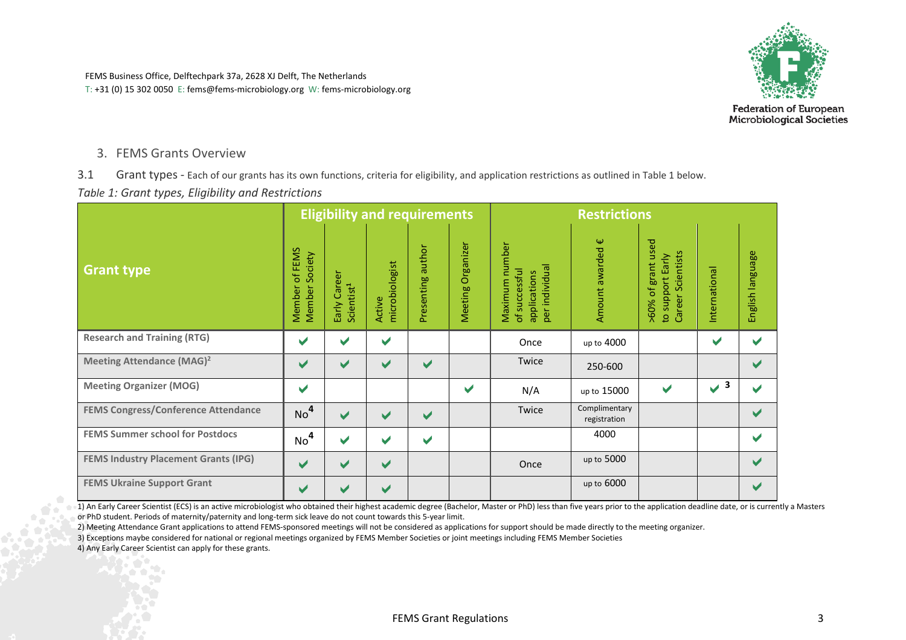FEMS Business Office, Delftechpark 37a, 2628 XJ Delft, The Netherlands
T: +31 (0) 15 302 0050 E: fems@fems-microbiology.org W: fems-microbiology.org

Federation of European Microbiological Societies

## 3. FEMS Grants Overview

**3.1 Grant types** - Each of our grants has its own functions, criteria for eligibility, and application restrictions as outlined in Table 1 below.

*Table 1: Grant types, Eligibility and Restrictions*

| Grant type | Eligibility and requirements | | | | | Restrictions | | | | |
|---|---|---|---|---|---|---|---|---|---|---|
| | Member of FEMS Member Society | Early Career Scientist[1] | Active microbiologist | Presenting author | Meeting Organizer | Maximum number of successful applications per individual | Amount awarded € | >60% of grant used to support Early Career Scientists | International | English language |
| **Research and Training (RTG)** | ✔ | ✔ | ✔ | | | Once | up to 4000 | | ✔ | ✔ |
| **Meeting Attendance (MAG)[2]** | ✔ | ✔ | ✔ | ✔ | | Twice | 250-600 | | | ✔ |
| **Meeting Organizer (MOG)** | ✔ | | | | ✔ | N/A | up to 15000 | ✔ | ✔[3] | ✔ |
| **FEMS Congress/Conference Attendance** | No[4] | ✔ | ✔ | ✔ | | Twice | Complimentary registration | | | ✔ |
| **FEMS Summer school for Postdocs** | No[4] | ✔ | ✔ | ✔ | | | 4000 | | | ✔ |
| **FEMS Industry Placement Grants (IPG)** | ✔ | ✔ | ✔ | | | Once | up to 5000 | | | ✔ |
| **FEMS Ukraine Support Grant** | ✔ | ✔ | ✔ | | | | up to 6000 | | | ✔ |

1) An Early Career Scientist (ECS) is an active microbiologist who obtained their highest academic degree (Bachelor, Master or PhD) less than five years prior to the application deadline date, or is currently a Masters or PhD student. Periods of maternity/paternity and long-term sick leave do not count towards this 5-year limit.

2) Meeting Attendance Grant applications to attend FEMS-sponsored meetings will not be considered as applications for support should be made directly to the meeting organizer.

3) Exceptions maybe considered for national or regional meetings organized by FEMS Member Societies or joint meetings including FEMS Member Societies

4) Any Early Career Scientist can apply for these grants.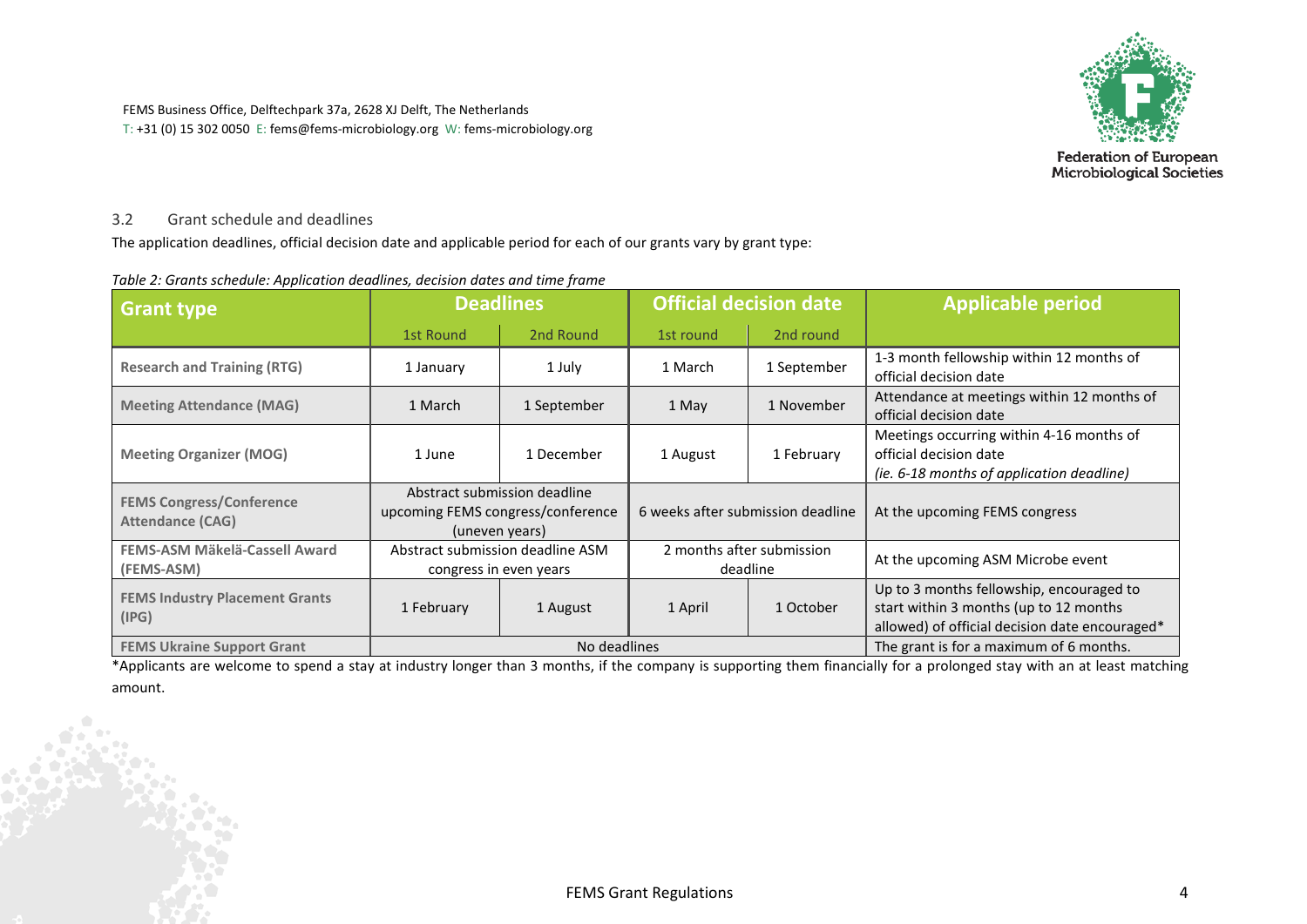FEMS Business Office, Delftechpark 37a, 2628 XJ Delft, The Netherlands
T: +31 (0) 15 302 0050 E: fems@fems-microbiology.org W: fems-microbiology.org

### 3.2 Grant schedule and deadlines

The application deadlines, official decision date and applicable period for each of our grants vary by grant type:

*Table 2: Grants schedule: Application deadlines, decision dates and time frame*

| Grant type | Deadlines | | Official decision date | | Applicable period |
|---|---|---|---|---|---|
| | 1st Round | 2nd Round | 1st round | 2nd round | |
| **Research and Training (RTG)** | 1 January | 1 July | 1 March | 1 September | 1-3 month fellowship within 12 months of official decision date |
| **Meeting Attendance (MAG)** | 1 March | 1 September | 1 May | 1 November | Attendance at meetings within 12 months of official decision date |
| **Meeting Organizer (MOG)** | 1 June | 1 December | 1 August | 1 February | Meetings occurring within 4-16 months of official decision date *(ie. 6-18 months of application deadline)* |
| **FEMS Congress/Conference Attendance (CAG)** | Abstract submission deadline upcoming FEMS congress/conference (uneven years) | | 6 weeks after submission deadline | | At the upcoming FEMS congress |
| **FEMS-ASM Mäkelä-Cassell Award (FEMS-ASM)** | Abstract submission deadline ASM congress in even years | | 2 months after submission deadline | | At the upcoming ASM Microbe event |
| **FEMS Industry Placement Grants (IPG)** | 1 February | 1 August | 1 April | 1 October | Up to 3 months fellowship, encouraged to start within 3 months (up to 12 months allowed) of official decision date encouraged* |
| **FEMS Ukraine Support Grant** | No deadlines | | | | The grant is for a maximum of 6 months. |

*Applicants are welcome to spend a stay at industry longer than 3 months, if the company is supporting them financially for a prolonged stay with an at least matching amount.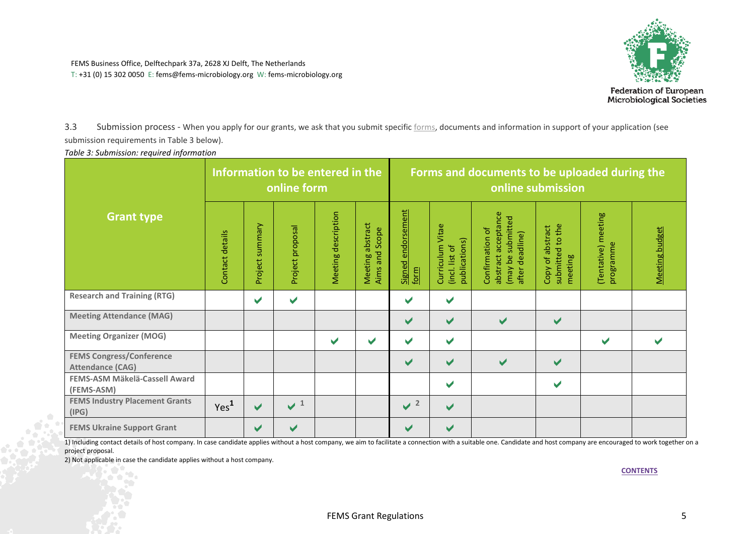FEMS Business Office, Delftechpark 37a, 2628 XJ Delft, The Netherlands
T: +31 (0) 15 302 0050 E: fems@fems-microbiology.org W: fems-microbiology.org

Federation of European Microbiological Societies

3.3 Submission process - When you apply for our grants, we ask that you submit specific forms, documents and information in support of your application (see submission requirements in Table 3 below).

*Table 3: Submission: required information*

| Grant type | Information to be entered in the online form | | | | | Forms and documents to be uploaded during the online submission | | | | | |
|---|---|---|---|---|---|---|---|---|---|---|---|
| | Contact details | Project summary | Project proposal | Meeting description | Meeting abstract Aims and Scope | Signed endorsement form | Curriculum Vitae (incl. list of publications) | Confirmation of abstract acceptance (may be submitted after deadline) | Copy of abstract submitted to the meeting | (Tentative) meeting programme | Meeting budget |
| **Research and Training (RTG)** | | ✔ | ✔ | | | ✔ | ✔ | | | | |
| **Meeting Attendance (MAG)** | | | | | | ✔ | ✔ | ✔ | ✔ | | |
| **Meeting Organizer (MOG)** | | | | ✔ | ✔ | ✔ | ✔ | | | ✔ | ✔ |
| **FEMS Congress/Conference Attendance (CAG)** | | | | | | ✔ | ✔ | ✔ | ✔ | | |
| **FEMS-ASM Mäkelä-Cassell Award (FEMS-ASM)** | | | | | | | ✔ | | ✔ | | |
| **FEMS Industry Placement Grants (IPG)** | Yes[1] | ✔ | ✔ [1] | | | ✔ [2] | ✔ | | | | |
| **FEMS Ukraine Support Grant** | | ✔ | ✔ | | | ✔ | ✔ | | | | |

1) Including contact details of host company. In case candidate applies without a host company, we aim to facilitate a connection with a suitable one. Candidate and host company are encouraged to work together on a project proposal.

2) Not applicable in case the candidate applies without a host company.

CONTENTS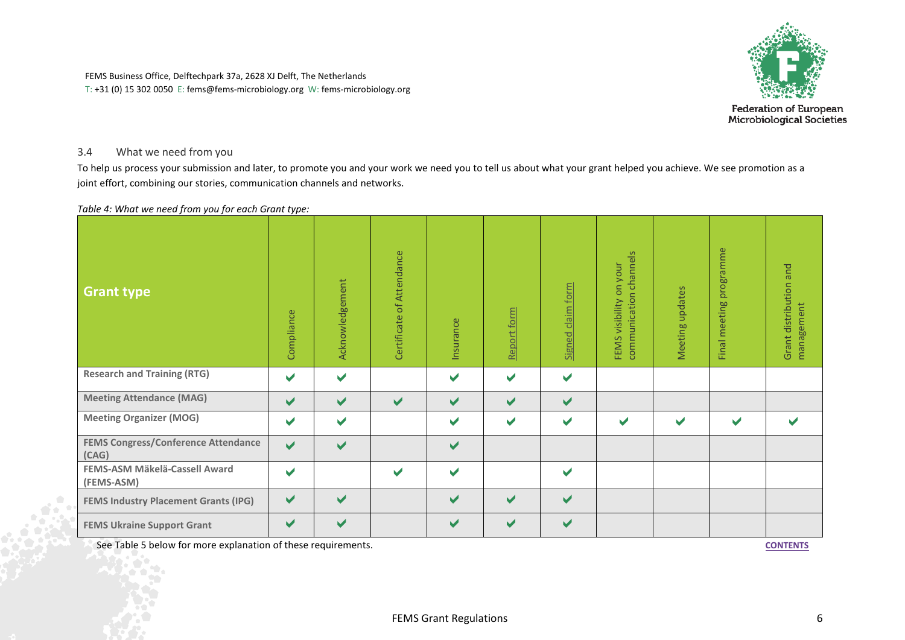FEMS Business Office, Delftechpark 37a, 2628 XJ Delft, The Netherlands
T: +31 (0) 15 302 0050 E: fems@fems-microbiology.org W: fems-microbiology.org

### 3.4 What we need from you

To help us process your submission and later, to promote you and your work we need you to tell us about what your grant helped you achieve. We see promotion as a joint effort, combining our stories, communication channels and networks.

*Table 4: What we need from you for each Grant type:*

| Grant type | Compliance | Acknowledgement | Certificate of Attendance | Insurance | Report form | Signed claim form | FEMS visibility on your communication channels | Meeting updates | Final meeting programme | Grant distribution and management |
|---|---|---|---|---|---|---|---|---|---|---|
| **Research and Training (RTG)** | ✔ | ✔ | | ✔ | ✔ | ✔ | | | | |
| **Meeting Attendance (MAG)** | ✔ | ✔ | ✔ | ✔ | ✔ | ✔ | | | | |
| **Meeting Organizer (MOG)** | ✔ | ✔ | | ✔ | ✔ | ✔ | ✔ | ✔ | ✔ | ✔ |
| **FEMS Congress/Conference Attendance (CAG)** | ✔ | ✔ | | ✔ | | | | | | |
| **FEMS-ASM Mäkelä-Cassell Award (FEMS-ASM)** | ✔ | | ✔ | ✔ | | ✔ | | | | |
| **FEMS Industry Placement Grants (IPG)** | ✔ | ✔ | | ✔ | ✔ | ✔ | | | | |
| **FEMS Ukraine Support Grant** | ✔ | ✔ | | ✔ | ✔ | ✔ | | | | |

See Table 5 below for more explanation of these requirements.

CONTENTS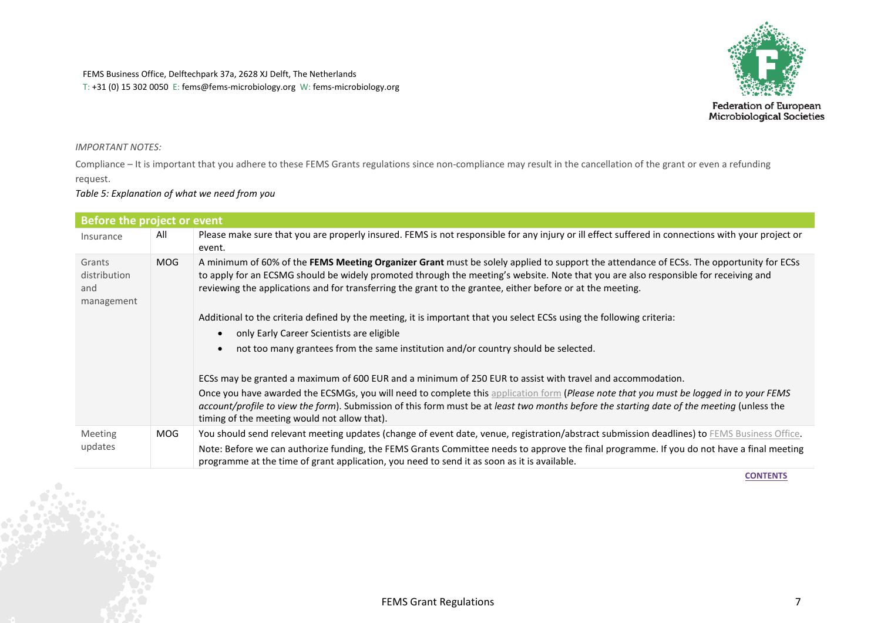*IMPORTANT NOTES:*

Compliance – It is important that you adhere to these FEMS Grants regulations since non-compliance may result in the cancellation of the grant or even a refunding request.

*Table 5: Explanation of what we need from you*

| **Before the project or event** | | |
|---|---|---|
| Insurance | All | Please make sure that you are properly insured. FEMS is not responsible for any injury or ill effect suffered in connections with your project or event. |
| Grants distribution and management | MOG | A minimum of 60% of the **FEMS Meeting Organizer Grant** must be solely applied to support the attendance of ECSs. The opportunity for ECSs to apply for an ECSMG should be widely promoted through the meeting's website. Note that you are also responsible for receiving and reviewing the applications and for transferring the grant to the grantee, either before or at the meeting.<br><br>Additional to the criteria defined by the meeting, it is important that you select ECSs using the following criteria:<br>• only Early Career Scientists are eligible<br>• not too many grantees from the same institution and/or country should be selected.<br><br>ECSs may be granted a maximum of 600 EUR and a minimum of 250 EUR to assist with travel and accommodation.<br>Once you have awarded the ECSMGs, you will need to complete this application form (*Please note that you must be logged in to your FEMS account/profile to view the form*). Submission of this form must be at *least two months before the starting date of the meeting* (unless the timing of the meeting would not allow that). |
| Meeting updates | MOG | You should send relevant meeting updates (change of event date, venue, registration/abstract submission deadlines) to FEMS Business Office.<br>Note: Before we can authorize funding, the FEMS Grants Committee needs to approve the final programme. If you do not have a final meeting programme at the time of grant application, you need to send it as soon as it is available. |

CONTENTS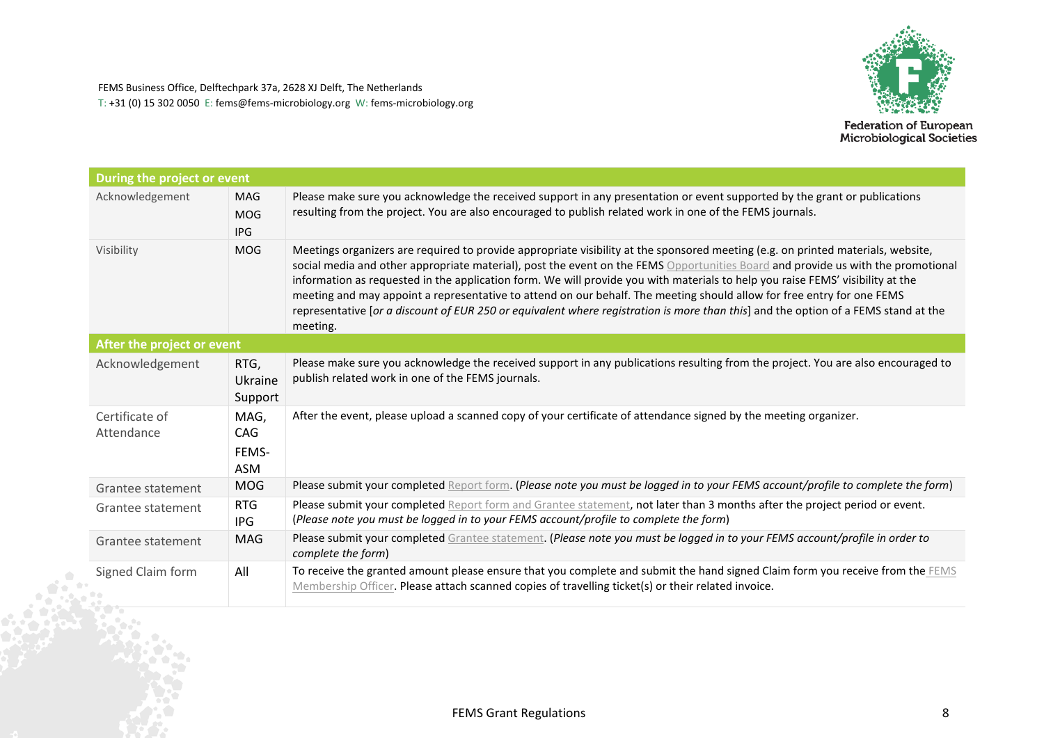FEMS Business Office, Delftechpark 37a, 2628 XJ Delft, The Netherlands
T: +31 (0) 15 302 0050 E: fems@fems-microbiology.org W: fems-microbiology.org

Federation of European Microbiological Societies

| | | |
|---|---|---|
| **During the project or event** | | |
| Acknowledgement | MAG MOG IPG | Please make sure you acknowledge the received support in any presentation or event supported by the grant or publications resulting from the project. You are also encouraged to publish related work in one of the FEMS journals. |
| Visibility | MOG | Meetings organizers are required to provide appropriate visibility at the sponsored meeting (e.g. on printed materials, website, social media and other appropriate material), post the event on the FEMS Opportunities Board and provide us with the promotional information as requested in the application form. We will provide you with materials to help you raise FEMS' visibility at the meeting and may appoint a representative to attend on our behalf. The meeting should allow for free entry for one FEMS representative [*or a discount of EUR 250 or equivalent where registration is more than this*] and the option of a FEMS stand at the meeting. |
| **After the project or event** | | |
| Acknowledgement | RTG, Ukraine Support | Please make sure you acknowledge the received support in any publications resulting from the project. You are also encouraged to publish related work in one of the FEMS journals. |
| Certificate of Attendance | MAG, CAG FEMS-ASM | After the event, please upload a scanned copy of your certificate of attendance signed by the meeting organizer. |
| Grantee statement | MOG | Please submit your completed Report form. (*Please note you must be logged in to your FEMS account/profile to complete the form*) |
| Grantee statement | RTG IPG | Please submit your completed Report form and Grantee statement, not later than 3 months after the project period or event. (*Please note you must be logged in to your FEMS account/profile to complete the form*) |
| Grantee statement | MAG | Please submit your completed Grantee statement. (*Please note you must be logged in to your FEMS account/profile in order to complete the form*) |
| Signed Claim form | All | To receive the granted amount please ensure that you complete and submit the hand signed Claim form you receive from the FEMS Membership Officer. Please attach scanned copies of travelling ticket(s) or their related invoice. |